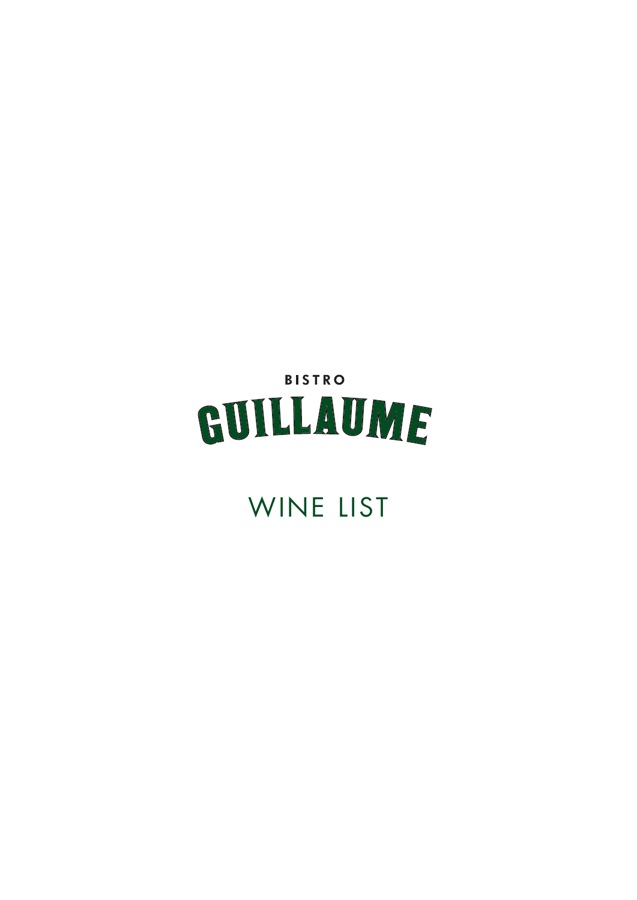BISTRO

# GUILLAUME

## WINE LIST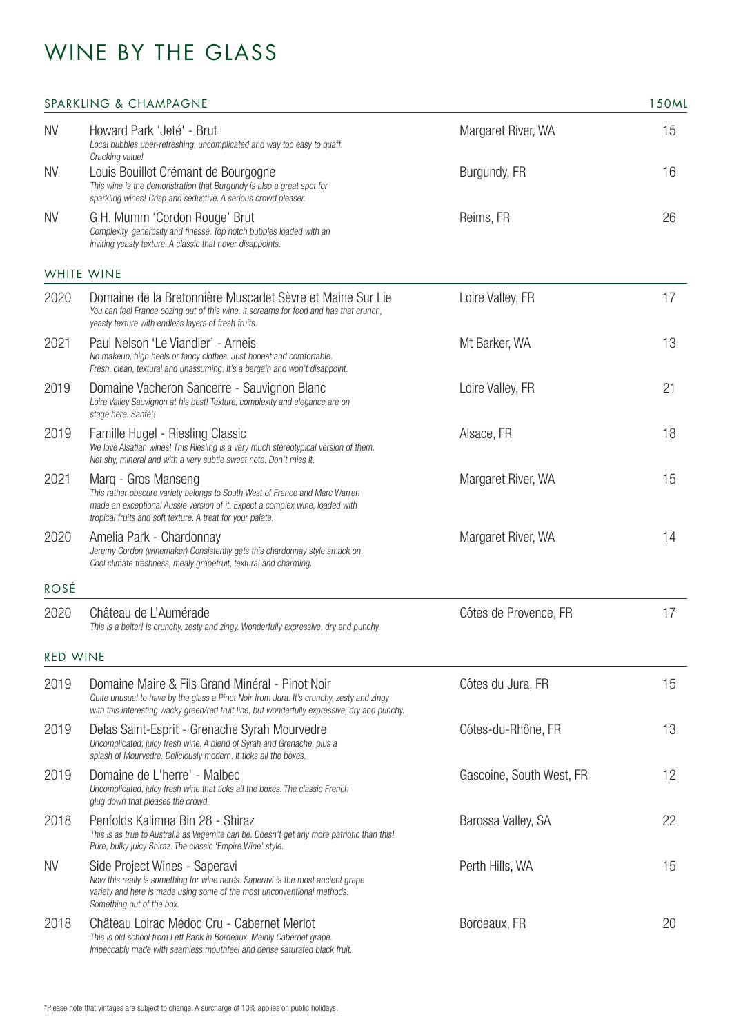# WINE BY THE GLASS

## SPARKLING & CHAMPAGNE

| | | | 150ML |
|---|---|---|---|
| NV | Howard Park 'Jeté' - Brut<br>*Local bubbles uber-refreshing, uncomplicated and way too easy to quaff. Cracking value!* | Margaret River, WA | 15 |
| NV | Louis Bouillot Crémant de Bourgogne<br>*This wine is the demonstration that Burgundy is also a great spot for sparkling wines! Crisp and seductive. A serious crowd pleaser.* | Burgundy, FR | 16 |
| NV | G.H. Mumm 'Cordon Rouge' Brut<br>*Complexity, generosity and finesse. Top notch bubbles loaded with an inviting yeasty texture. A classic that never disappoints.* | Reims, FR | 26 |

## WHITE WINE

| | | | |
|---|---|---|---|
| 2020 | Domaine de la Bretonnière Muscadet Sèvre et Maine Sur Lie<br>*You can feel France oozing out of this wine. It screams for food and has that crunch, yeasty texture with endless layers of fresh fruits.* | Loire Valley, FR | 17 |
| 2021 | Paul Nelson 'Le Viandier' - Arneis<br>*No makeup, high heels or fancy clothes. Just honest and comfortable. Fresh, clean, textural and unassuming. It's a bargain and won't disappoint.* | Mt Barker, WA | 13 |
| 2019 | Domaine Vacheron Sancerre - Sauvignon Blanc<br>*Loire Valley Sauvignon at his best! Texture, complexity and elegance are on stage here. Santé'!* | Loire Valley, FR | 21 |
| 2019 | Famille Hugel - Riesling Classic<br>*We love Alsatian wines! This Riesling is a very much stereotypical version of them. Not shy, mineral and with a very subtle sweet note. Don't miss it.* | Alsace, FR | 18 |
| 2021 | Marq - Gros Manseng<br>*This rather obscure variety belongs to South West of France and Marc Warren made an exceptional Aussie version of it. Expect a complex wine, loaded with tropical fruits and soft texture. A treat for your palate.* | Margaret River, WA | 15 |
| 2020 | Amelia Park - Chardonnay<br>*Jeremy Gordon (winemaker) Consistently gets this chardonnay style smack on. Cool climate freshness, mealy grapefruit, textural and charming.* | Margaret River, WA | 14 |

## ROSÉ

| | | | |
|---|---|---|---|
| 2020 | Château de L'Aumérade<br>*This is a belter! Is crunchy, zesty and zingy. Wonderfully expressive, dry and punchy.* | Côtes de Provence, FR | 17 |

## RED WINE

| | | | |
|---|---|---|---|
| 2019 | Domaine Maire & Fils Grand Minéral - Pinot Noir<br>*Quite unusual to have by the glass a Pinot Noir from Jura. It's crunchy, zesty and zingy with this interesting wacky green/red fruit line, but wonderfully expressive, dry and punchy.* | Côtes du Jura, FR | 15 |
| 2019 | Delas Saint-Esprit - Grenache Syrah Mourvedre<br>*Uncomplicated, juicy fresh wine. A blend of Syrah and Grenache, plus a splash of Mourvedre. Deliciously modern. It ticks all the boxes.* | Côtes-du-Rhône, FR | 13 |
| 2019 | Domaine de L'herre' - Malbec<br>*Uncomplicated, juicy fresh wine that ticks all the boxes. The classic French glug down that pleases the crowd.* | Gascoine, South West, FR | 12 |
| 2018 | Penfolds Kalimna Bin 28 - Shiraz<br>*This is as true to Australia as Vegemite can be. Doesn't get any more patriotic than this! Pure, bulky juicy Shiraz. The classic 'Empire Wine' style.* | Barossa Valley, SA | 22 |
| NV | Side Project Wines - Saperavi<br>*Now this really is something for wine nerds. Saperavi is the most ancient grape variety and here is made using some of the most unconventional methods. Something out of the box.* | Perth Hills, WA | 15 |
| 2018 | Château Loirac Médoc Cru - Cabernet Merlot<br>*This is old school from Left Bank in Bordeaux. Mainly Cabernet grape. Impeccably made with seamless mouthfeel and dense saturated black fruit.* | Bordeaux, FR | 20 |

*Please note that vintages are subject to change. A surcharge of 10% applies on public holidays.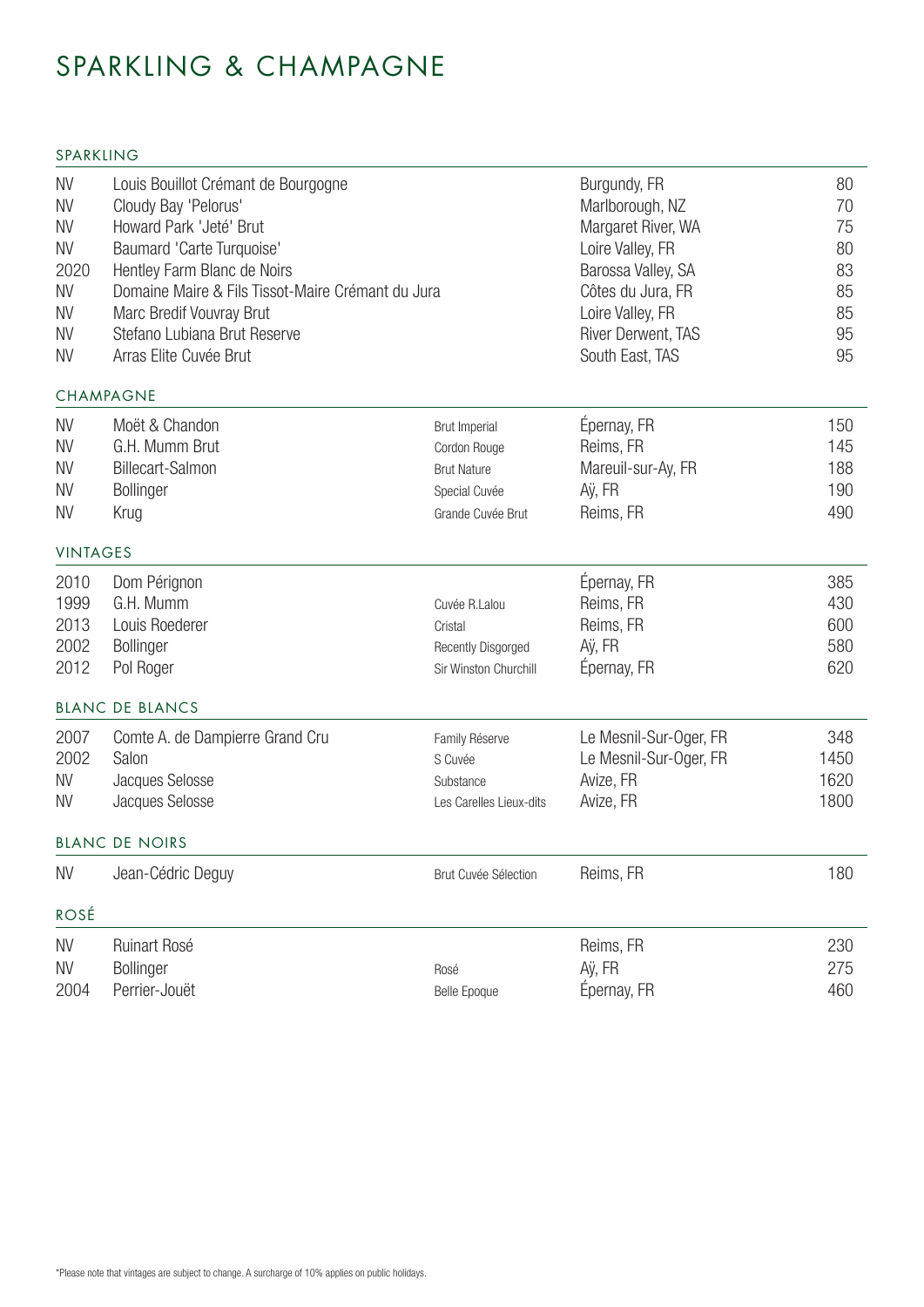# SPARKLING & CHAMPAGNE

## SPARKLING

| | | | | |
|---|---|---|---|---|
| NV | Louis Bouillot Crémant de Bourgogne | | Burgundy, FR | 80 |
| NV | Cloudy Bay 'Pelorus' | | Marlborough, NZ | 70 |
| NV | Howard Park 'Jeté' Brut | | Margaret River, WA | 75 |
| NV | Baumard 'Carte Turquoise' | | Loire Valley, FR | 80 |
| 2020 | Hentley Farm Blanc de Noirs | | Barossa Valley, SA | 83 |
| NV | Domaine Maire & Fils Tissot-Maire Crémant du Jura | | Côtes du Jura, FR | 85 |
| NV | Marc Bredif Vouvray Brut | | Loire Valley, FR | 85 |
| NV | Stefano Lubiana Brut Reserve | | River Derwent, TAS | 95 |
| NV | Arras Elite Cuvée Brut | | South East, TAS | 95 |

## CHAMPAGNE

| | | | | |
|---|---|---|---|---|
| NV | Moët & Chandon | Brut Imperial | Épernay, FR | 150 |
| NV | G.H. Mumm Brut | Cordon Rouge | Reims, FR | 145 |
| NV | Billecart-Salmon | Brut Nature | Mareuil-sur-Ay, FR | 188 |
| NV | Bollinger | Special Cuvée | Aÿ, FR | 190 |
| NV | Krug | Grande Cuvée Brut | Reims, FR | 490 |

## VINTAGES

| | | | | |
|---|---|---|---|---|
| 2010 | Dom Pérignon | | Épernay, FR | 385 |
| 1999 | G.H. Mumm | Cuvée R.Lalou | Reims, FR | 430 |
| 2013 | Louis Roederer | Cristal | Reims, FR | 600 |
| 2002 | Bollinger | Recently Disgorged | Aÿ, FR | 580 |
| 2012 | Pol Roger | Sir Winston Churchill | Épernay, FR | 620 |

## BLANC DE BLANCS

| | | | | |
|---|---|---|---|---|
| 2007 | Comte A. de Dampierre Grand Cru | Family Réserve | Le Mesnil-Sur-Oger, FR | 348 |
| 2002 | Salon | S Cuvée | Le Mesnil-Sur-Oger, FR | 1450 |
| NV | Jacques Selosse | Substance | Avize, FR | 1620 |
| NV | Jacques Selosse | Les Carelles Lieux-dits | Avize, FR | 1800 |

## BLANC DE NOIRS

| | | | | |
|---|---|---|---|---|
| NV | Jean-Cédric Deguy | Brut Cuvée Sélection | Reims, FR | 180 |

## ROSÉ

| | | | | |
|---|---|---|---|---|
| NV | Ruinart Rosé | | Reims, FR | 230 |
| NV | Bollinger | Rosé | Aÿ, FR | 275 |
| 2004 | Perrier-Jouët | Belle Epoque | Épernay, FR | 460 |

*Please note that vintages are subject to change. A surcharge of 10% applies on public holidays.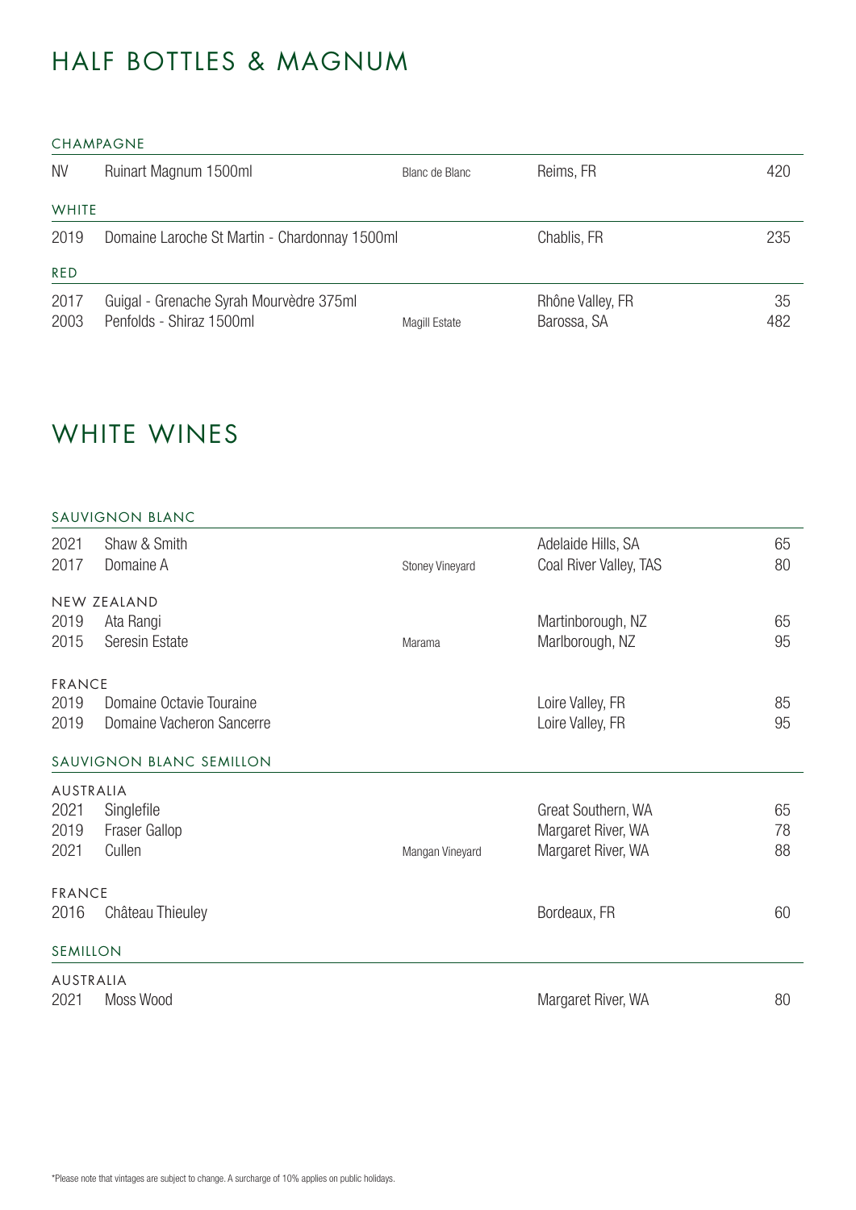# HALF BOTTLES & MAGNUM

## CHAMPAGNE

| | | | | |
|---|---|---|---|---|
| NV | Ruinart Magnum 1500ml | Blanc de Blanc | Reims, FR | 420 |

## WHITE

| | | | | |
|---|---|---|---|---|
| 2019 | Domaine Laroche St Martin - Chardonnay 1500ml | | Chablis, FR | 235 |

## RED

| | | | | |
|---|---|---|---|---|
| 2017 | Guigal - Grenache Syrah Mourvèdre 375ml | | Rhône Valley, FR | 35 |
| 2003 | Penfolds - Shiraz 1500ml | Magill Estate | Barossa, SA | 482 |

# WHITE WINES

## SAUVIGNON BLANC

| | | | | |
|---|---|---|---|---|
| 2021 | Shaw & Smith | | Adelaide Hills, SA | 65 |
| 2017 | Domaine A | Stoney Vineyard | Coal River Valley, TAS | 80 |

### NEW ZEALAND

| | | | | |
|---|---|---|---|---|
| 2019 | Ata Rangi | | Martinborough, NZ | 65 |
| 2015 | Seresin Estate | Marama | Marlborough, NZ | 95 |

### FRANCE

| | | | | |
|---|---|---|---|---|
| 2019 | Domaine Octavie Touraine | | Loire Valley, FR | 85 |
| 2019 | Domaine Vacheron Sancerre | | Loire Valley, FR | 95 |

## SAUVIGNON BLANC SEMILLON

### AUSTRALIA

| | | | | |
|---|---|---|---|---|
| 2021 | Singlefile | | Great Southern, WA | 65 |
| 2019 | Fraser Gallop | | Margaret River, WA | 78 |
| 2021 | Cullen | Mangan Vineyard | Margaret River, WA | 88 |

### FRANCE

| | | | | |
|---|---|---|---|---|
| 2016 | Château Thieuley | | Bordeaux, FR | 60 |

## SEMILLON

### AUSTRALIA

| | | | | |
|---|---|---|---|---|
| 2021 | Moss Wood | | Margaret River, WA | 80 |

*Please note that vintages are subject to change. A surcharge of 10% applies on public holidays.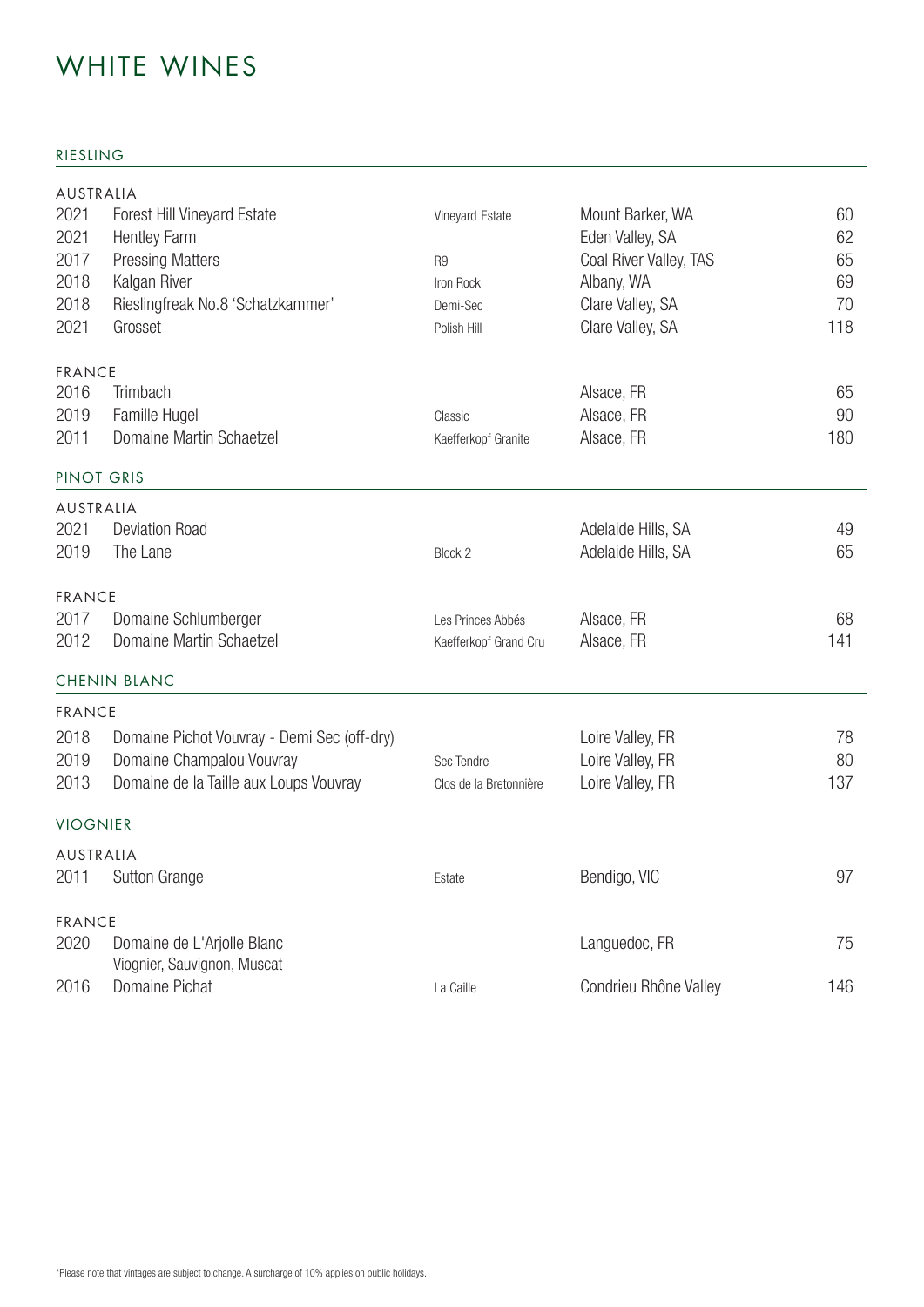# WHITE WINES

## RIESLING

### AUSTRALIA

| Vintage | Wine | Style | Region | Price |
|---|---|---|---|---|
| 2021 | Forest Hill Vineyard Estate | Vineyard Estate | Mount Barker, WA | 60 |
| 2021 | Hentley Farm | | Eden Valley, SA | 62 |
| 2017 | Pressing Matters | R9 | Coal River Valley, TAS | 65 |
| 2018 | Kalgan River | Iron Rock | Albany, WA | 69 |
| 2018 | Rieslingfreak No.8 'Schatzkammer' | Demi-Sec | Clare Valley, SA | 70 |
| 2021 | Grosset | Polish Hill | Clare Valley, SA | 118 |

### FRANCE

| Vintage | Wine | Style | Region | Price |
|---|---|---|---|---|
| 2016 | Trimbach | | Alsace, FR | 65 |
| 2019 | Famille Hugel | Classic | Alsace, FR | 90 |
| 2011 | Domaine Martin Schaetzel | Kaefferkopf Granite | Alsace, FR | 180 |

## PINOT GRIS

### AUSTRALIA

| Vintage | Wine | Style | Region | Price |
|---|---|---|---|---|
| 2021 | Deviation Road | | Adelaide Hills, SA | 49 |
| 2019 | The Lane | Block 2 | Adelaide Hills, SA | 65 |

### FRANCE

| Vintage | Wine | Style | Region | Price |
|---|---|---|---|---|
| 2017 | Domaine Schlumberger | Les Princes Abbés | Alsace, FR | 68 |
| 2012 | Domaine Martin Schaetzel | Kaefferkopf Grand Cru | Alsace, FR | 141 |

## CHENIN BLANC

### FRANCE

| Vintage | Wine | Style | Region | Price |
|---|---|---|---|---|
| 2018 | Domaine Pichot Vouvray - Demi Sec (off-dry) | | Loire Valley, FR | 78 |
| 2019 | Domaine Champalou Vouvray | Sec Tendre | Loire Valley, FR | 80 |
| 2013 | Domaine de la Taille aux Loups Vouvray | Clos de la Bretonnière | Loire Valley, FR | 137 |

## VIOGNIER

### AUSTRALIA

| Vintage | Wine | Style | Region | Price |
|---|---|---|---|---|
| 2011 | Sutton Grange | Estate | Bendigo, VIC | 97 |

### FRANCE

| Vintage | Wine | Style | Region | Price |
|---|---|---|---|---|
| 2020 | Domaine de L'Arjolle Blanc<br>Viognier, Sauvignon, Muscat | | Languedoc, FR | 75 |
| 2016 | Domaine Pichat | La Caille | Condrieu Rhône Valley | 146 |

*Please note that vintages are subject to change. A surcharge of 10% applies on public holidays.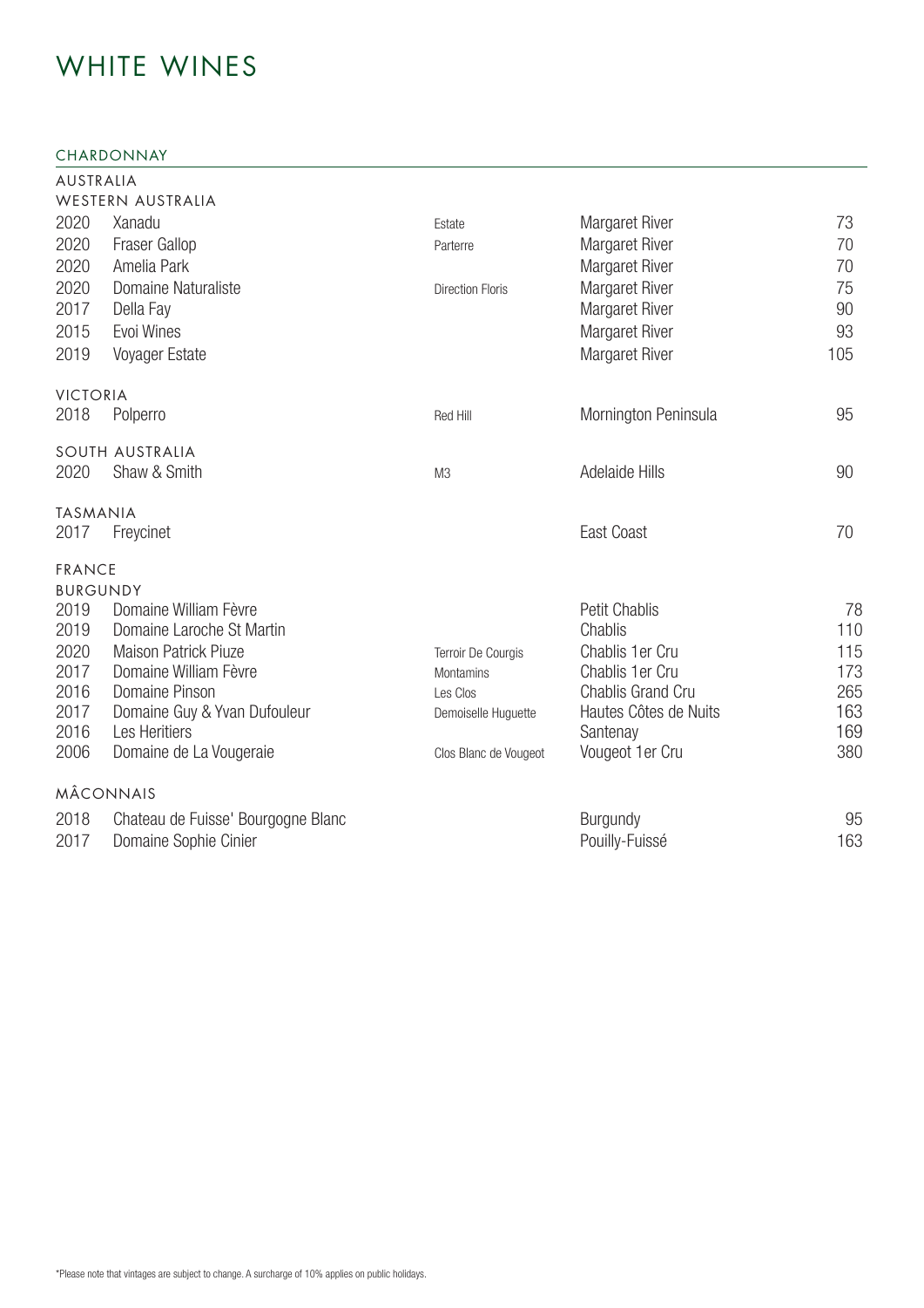# WHITE WINES

## CHARDONNAY

### AUSTRALIA

#### WESTERN AUSTRALIA

| Vintage | Producer | Wine | Region | Price |
|---|---|---|---|---|
| 2020 | Xanadu | Estate | Margaret River | 73 |
| 2020 | Fraser Gallop | Parterre | Margaret River | 70 |
| 2020 | Amelia Park | | Margaret River | 70 |
| 2020 | Domaine Naturaliste | Direction Floris | Margaret River | 75 |
| 2017 | Della Fay | | Margaret River | 90 |
| 2015 | Evoi Wines | | Margaret River | 93 |
| 2019 | Voyager Estate | | Margaret River | 105 |

#### VICTORIA

| Vintage | Producer | Wine | Region | Price |
|---|---|---|---|---|
| 2018 | Polperro | Red Hill | Mornington Peninsula | 95 |

#### SOUTH AUSTRALIA

| Vintage | Producer | Wine | Region | Price |
|---|---|---|---|---|
| 2020 | Shaw & Smith | M3 | Adelaide Hills | 90 |

#### TASMANIA

| Vintage | Producer | Wine | Region | Price |
|---|---|---|---|---|
| 2017 | Freycinet | | East Coast | 70 |

### FRANCE

#### BURGUNDY

| Vintage | Producer | Wine | Region | Price |
|---|---|---|---|---|
| 2019 | Domaine William Fèvre | | Petit Chablis | 78 |
| 2019 | Domaine Laroche St Martin | | Chablis | 110 |
| 2020 | Maison Patrick Piuze | Terroir De Courgis | Chablis 1er Cru | 115 |
| 2017 | Domaine William Fèvre | Montamins | Chablis 1er Cru | 173 |
| 2016 | Domaine Pinson | Les Clos | Chablis Grand Cru | 265 |
| 2017 | Domaine Guy & Yvan Dufouleur | Demoiselle Huguette | Hautes Côtes de Nuits | 163 |
| 2016 | Les Heritiers | | Santenay | 169 |
| 2006 | Domaine de La Vougeraie | Clos Blanc de Vougeot | Vougeot 1er Cru | 380 |

#### MÂCONNAIS

| Vintage | Producer | Wine | Region | Price |
|---|---|---|---|---|
| 2018 | Chateau de Fuisse' Bourgogne Blanc | | Burgundy | 95 |
| 2017 | Domaine Sophie Cinier | | Pouilly-Fuissé | 163 |

*Please note that vintages are subject to change. A surcharge of 10% applies on public holidays.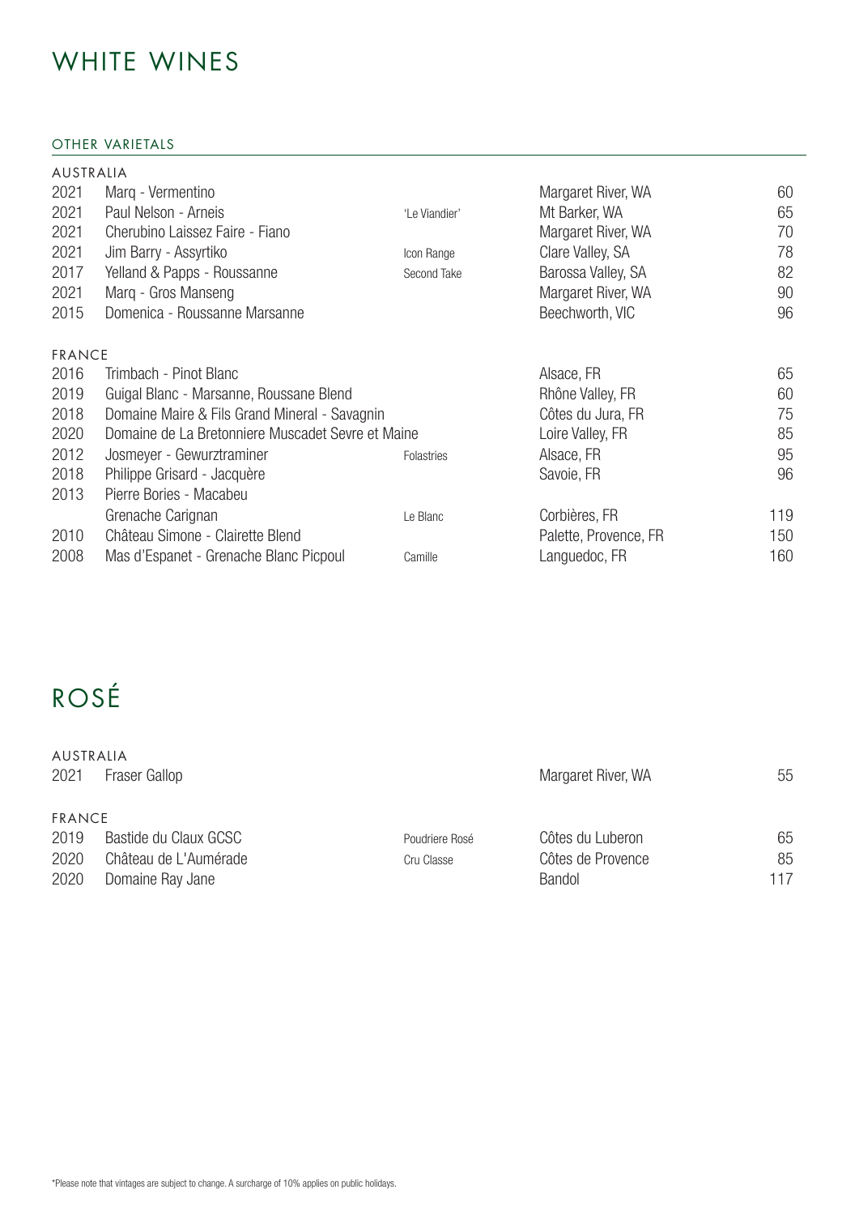# WHITE WINES

## OTHER VARIETALS

### AUSTRALIA

| Vintage | Wine | | Region | Price |
|---|---|---|---|---|
| 2021 | Marq - Vermentino | | Margaret River, WA | 60 |
| 2021 | Paul Nelson - Arneis | 'Le Viandier' | Mt Barker, WA | 65 |
| 2021 | Cherubino Laissez Faire - Fiano | | Margaret River, WA | 70 |
| 2021 | Jim Barry - Assyrtiko | Icon Range | Clare Valley, SA | 78 |
| 2017 | Yelland & Papps - Roussanne | Second Take | Barossa Valley, SA | 82 |
| 2021 | Marq - Gros Manseng | | Margaret River, WA | 90 |
| 2015 | Domenica - Roussanne Marsanne | | Beechworth, VIC | 96 |

### FRANCE

| Vintage | Wine | | Region | Price |
|---|---|---|---|---|
| 2016 | Trimbach - Pinot Blanc | | Alsace, FR | 65 |
| 2019 | Guigal Blanc - Marsanne, Roussane Blend | | Rhône Valley, FR | 60 |
| 2018 | Domaine Maire & Fils Grand Mineral - Savagnin | | Côtes du Jura, FR | 75 |
| 2020 | Domaine de La Bretonniere Muscadet Sevre et Maine | | Loire Valley, FR | 85 |
| 2012 | Josmeyer - Gewurztraminer | Folastries | Alsace, FR | 95 |
| 2018 | Philippe Grisard - Jacquère | | Savoie, FR | 96 |
| 2013 | Pierre Bories - Macabeu Grenache Carignan | Le Blanc | Corbières, FR | 119 |
| 2010 | Château Simone - Clairette Blend | | Palette, Provence, FR | 150 |
| 2008 | Mas d'Espanet - Grenache Blanc Picpoul | Camille | Languedoc, FR | 160 |

# ROSÉ

### AUSTRALIA

| Vintage | Wine | | Region | Price |
|---|---|---|---|---|
| 2021 | Fraser Gallop | | Margaret River, WA | 55 |

### FRANCE

| Vintage | Wine | | Region | Price |
|---|---|---|---|---|
| 2019 | Bastide du Claux GCSC | Poudriere Rosé | Côtes du Luberon | 65 |
| 2020 | Château de L'Aumérade | Cru Classe | Côtes de Provence | 85 |
| 2020 | Domaine Ray Jane | | Bandol | 117 |

*Please note that vintages are subject to change. A surcharge of 10% applies on public holidays.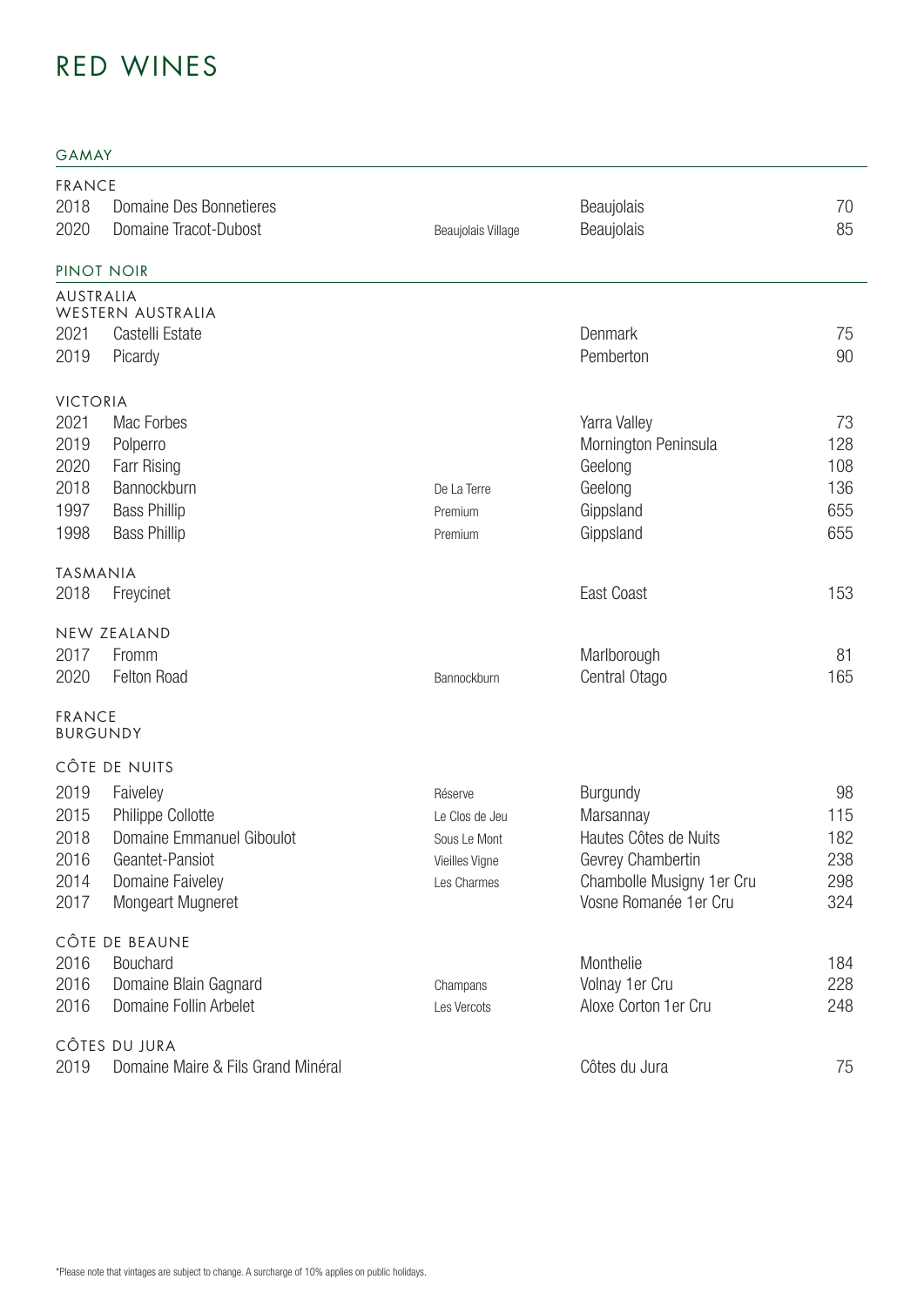# RED WINES

## GAMAY

### FRANCE

| Vintage | Producer | Cuvée | Region | Price |
|---|---|---|---|---|
| 2018 | Domaine Des Bonnetieres | | Beaujolais | 70 |
| 2020 | Domaine Tracot-Dubost | Beaujolais Village | Beaujolais | 85 |

## PINOT NOIR

### AUSTRALIA

#### WESTERN AUSTRALIA

| Vintage | Producer | Cuvée | Region | Price |
|---|---|---|---|---|
| 2021 | Castelli Estate | | Denmark | 75 |
| 2019 | Picardy | | Pemberton | 90 |

#### VICTORIA

| Vintage | Producer | Cuvée | Region | Price |
|---|---|---|---|---|
| 2021 | Mac Forbes | | Yarra Valley | 73 |
| 2019 | Polperro | | Mornington Peninsula | 128 |
| 2020 | Farr Rising | | Geelong | 108 |
| 2018 | Bannockburn | De La Terre | Geelong | 136 |
| 1997 | Bass Phillip | Premium | Gippsland | 655 |
| 1998 | Bass Phillip | Premium | Gippsland | 655 |

#### TASMANIA

| Vintage | Producer | Cuvée | Region | Price |
|---|---|---|---|---|
| 2018 | Freycinet | | East Coast | 153 |

### NEW ZEALAND

| Vintage | Producer | Cuvée | Region | Price |
|---|---|---|---|---|
| 2017 | Fromm | | Marlborough | 81 |
| 2020 | Felton Road | Bannockburn | Central Otago | 165 |

### FRANCE

#### BURGUNDY

##### CÔTE DE NUITS

| Vintage | Producer | Cuvée | Region | Price |
|---|---|---|---|---|
| 2019 | Faiveley | Réserve | Burgundy | 98 |
| 2015 | Philippe Collotte | Le Clos de Jeu | Marsannay | 115 |
| 2018 | Domaine Emmanuel Giboulot | Sous Le Mont | Hautes Côtes de Nuits | 182 |
| 2016 | Geantet-Pansiot | Vieilles Vigne | Gevrey Chambertin | 238 |
| 2014 | Domaine Faiveley | Les Charmes | Chambolle Musigny 1er Cru | 298 |
| 2017 | Mongeart Mugneret | | Vosne Romanée 1er Cru | 324 |

##### CÔTE DE BEAUNE

| Vintage | Producer | Cuvée | Region | Price |
|---|---|---|---|---|
| 2016 | Bouchard | | Monthelie | 184 |
| 2016 | Domaine Blain Gagnard | Champans | Volnay 1er Cru | 228 |
| 2016 | Domaine Follin Arbelet | Les Vercots | Aloxe Corton 1er Cru | 248 |

##### CÔTES DU JURA

| Vintage | Producer | Cuvée | Region | Price |
|---|---|---|---|---|
| 2019 | Domaine Maire & Fils Grand Minéral | | Côtes du Jura | 75 |

*Please note that vintages are subject to change. A surcharge of 10% applies on public holidays.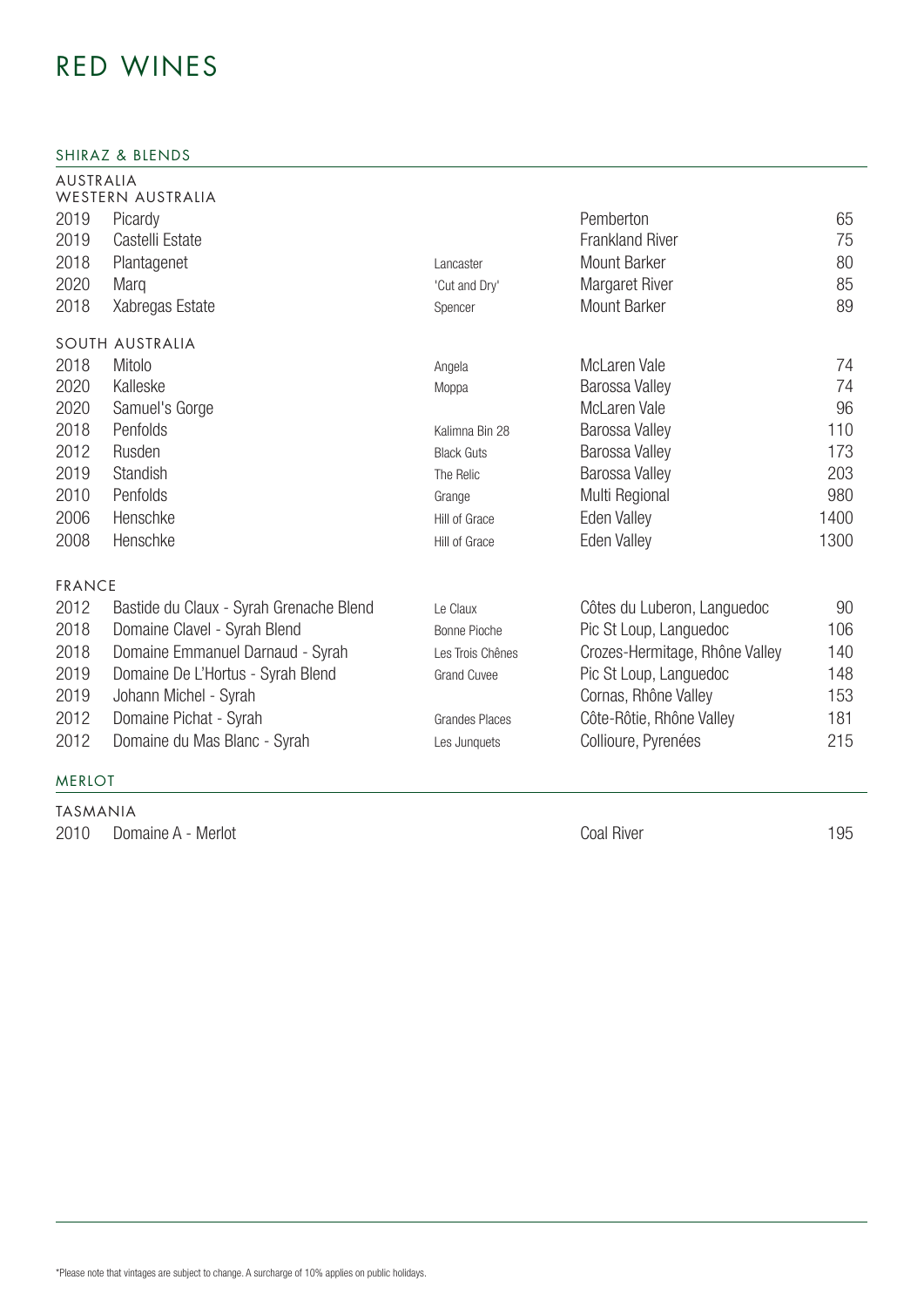# RED WINES

## SHIRAZ & BLENDS

### AUSTRALIA

#### WESTERN AUSTRALIA

| Vintage | Producer | Wine | Region | Price |
|---|---|---|---|---|
| 2019 | Picardy | | Pemberton | 65 |
| 2019 | Castelli Estate | | Frankland River | 75 |
| 2018 | Plantagenet | Lancaster | Mount Barker | 80 |
| 2020 | Marq | 'Cut and Dry' | Margaret River | 85 |
| 2018 | Xabregas Estate | Spencer | Mount Barker | 89 |

#### SOUTH AUSTRALIA

| Vintage | Producer | Wine | Region | Price |
|---|---|---|---|---|
| 2018 | Mitolo | Angela | McLaren Vale | 74 |
| 2020 | Kalleske | Moppa | Barossa Valley | 74 |
| 2020 | Samuel's Gorge | | McLaren Vale | 96 |
| 2018 | Penfolds | Kalimna Bin 28 | Barossa Valley | 110 |
| 2012 | Rusden | Black Guts | Barossa Valley | 173 |
| 2019 | Standish | The Relic | Barossa Valley | 203 |
| 2010 | Penfolds | Grange | Multi Regional | 980 |
| 2006 | Henschke | Hill of Grace | Eden Valley | 1400 |
| 2008 | Henschke | Hill of Grace | Eden Valley | 1300 |

### FRANCE

| Vintage | Producer | Wine | Region | Price |
|---|---|---|---|---|
| 2012 | Bastide du Claux - Syrah Grenache Blend | Le Claux | Côtes du Luberon, Languedoc | 90 |
| 2018 | Domaine Clavel - Syrah Blend | Bonne Pioche | Pic St Loup, Languedoc | 106 |
| 2018 | Domaine Emmanuel Darnaud - Syrah | Les Trois Chênes | Crozes-Hermitage, Rhône Valley | 140 |
| 2019 | Domaine De L'Hortus - Syrah Blend | Grand Cuvee | Pic St Loup, Languedoc | 148 |
| 2019 | Johann Michel - Syrah | | Cornas, Rhône Valley | 153 |
| 2012 | Domaine Pichat - Syrah | Grandes Places | Côte-Rôtie, Rhône Valley | 181 |
| 2012 | Domaine du Mas Blanc - Syrah | Les Junquets | Collioure, Pyrenées | 215 |

## MERLOT

### TASMANIA

| Vintage | Producer | Wine | Region | Price |
|---|---|---|---|---|
| 2010 | Domaine A - Merlot | | Coal River | 195 |

*Please note that vintages are subject to change. A surcharge of 10% applies on public holidays.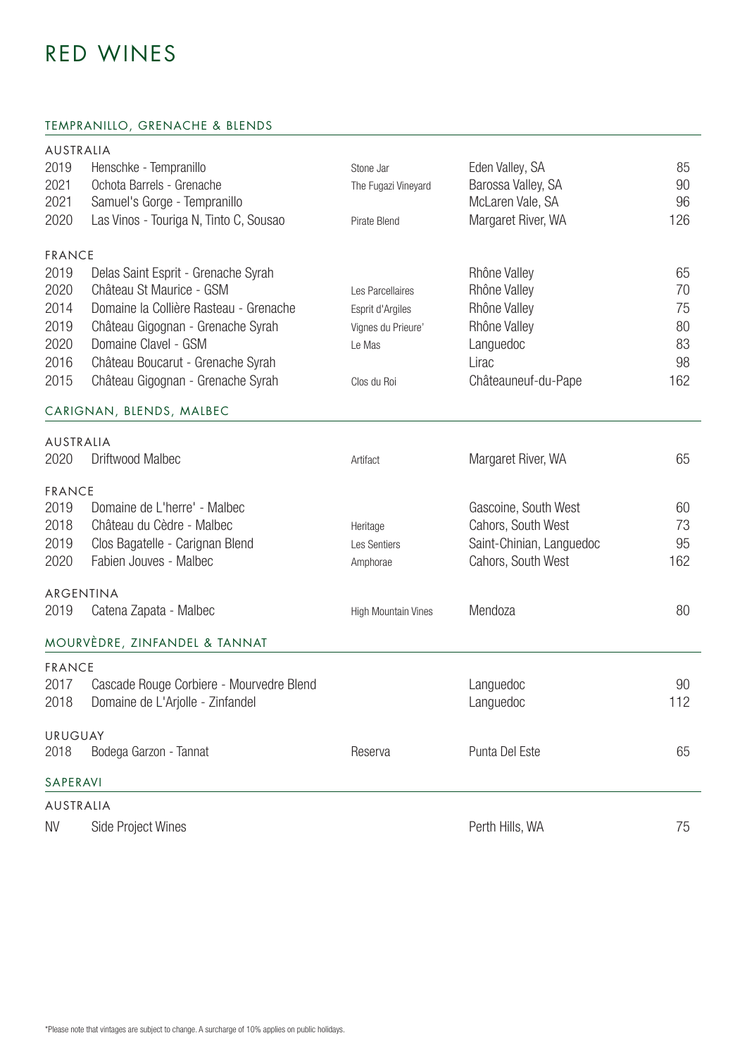# RED WINES

## TEMPRANILLO, GRENACHE & BLENDS

### AUSTRALIA

| Vintage | Wine | Cuvée | Region | Price |
|---|---|---|---|---|
| 2019 | Henschke - Tempranillo | Stone Jar | Eden Valley, SA | 85 |
| 2021 | Ochota Barrels - Grenache | The Fugazi Vineyard | Barossa Valley, SA | 90 |
| 2021 | Samuel's Gorge - Tempranillo | | McLaren Vale, SA | 96 |
| 2020 | Las Vinos - Touriga N, Tinto C, Sousao | Pirate Blend | Margaret River, WA | 126 |

### FRANCE

| Vintage | Wine | Cuvée | Region | Price |
|---|---|---|---|---|
| 2019 | Delas Saint Esprit - Grenache Syrah | | Rhône Valley | 65 |
| 2020 | Château St Maurice - GSM | Les Parcellaires | Rhône Valley | 70 |
| 2014 | Domaine la Collière Rasteau - Grenache | Esprit d'Argiles | Rhône Valley | 75 |
| 2019 | Château Gigognan - Grenache Syrah | Vignes du Prieure' | Rhône Valley | 80 |
| 2020 | Domaine Clavel - GSM | Le Mas | Languedoc | 83 |
| 2016 | Château Boucarut - Grenache Syrah | | Lirac | 98 |
| 2015 | Château Gigognan - Grenache Syrah | Clos du Roi | Châteauneuf-du-Pape | 162 |

## CARIGNAN, BLENDS, MALBEC

### AUSTRALIA

| Vintage | Wine | Cuvée | Region | Price |
|---|---|---|---|---|
| 2020 | Driftwood Malbec | Artifact | Margaret River, WA | 65 |

### FRANCE

| Vintage | Wine | Cuvée | Region | Price |
|---|---|---|---|---|
| 2019 | Domaine de L'herre' - Malbec | | Gascoine, South West | 60 |
| 2018 | Château du Cèdre - Malbec | Heritage | Cahors, South West | 73 |
| 2019 | Clos Bagatelle - Carignan Blend | Les Sentiers | Saint-Chinian, Languedoc | 95 |
| 2020 | Fabien Jouves - Malbec | Amphorae | Cahors, South West | 162 |

### ARGENTINA

| Vintage | Wine | Cuvée | Region | Price |
|---|---|---|---|---|
| 2019 | Catena Zapata - Malbec | High Mountain Vines | Mendoza | 80 |

## MOURVÈDRE, ZINFANDEL & TANNAT

### FRANCE

| Vintage | Wine | Cuvée | Region | Price |
|---|---|---|---|---|
| 2017 | Cascade Rouge Corbiere - Mourvedre Blend | | Languedoc | 90 |
| 2018 | Domaine de L'Arjolle - Zinfandel | | Languedoc | 112 |

### URUGUAY

| Vintage | Wine | Cuvée | Region | Price |
|---|---|---|---|---|
| 2018 | Bodega Garzon - Tannat | Reserva | Punta Del Este | 65 |

## SAPERAVI

### AUSTRALIA

| Vintage | Wine | Cuvée | Region | Price |
|---|---|---|---|---|
| NV | Side Project Wines | | Perth Hills, WA | 75 |

*Please note that vintages are subject to change. A surcharge of 10% applies on public holidays.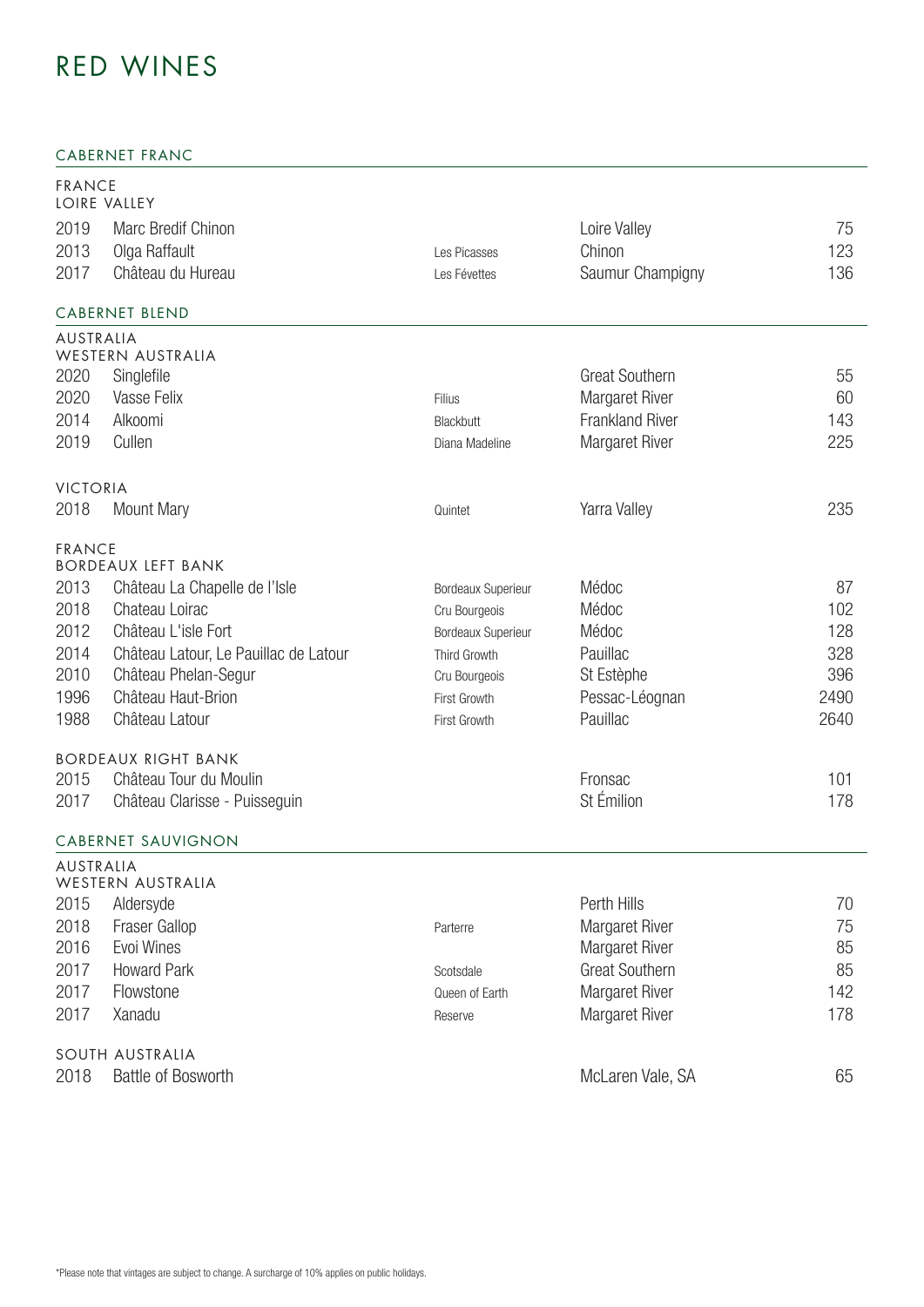# RED WINES

## CABERNET FRANC

### FRANCE
#### LOIRE VALLEY

| Vintage | Wine | Label | Region | Price |
|---|---|---|---|---|
| 2019 | Marc Bredif Chinon | | Loire Valley | 75 |
| 2013 | Olga Raffault | Les Picasses | Chinon | 123 |
| 2017 | Château du Hureau | Les Févettes | Saumur Champigny | 136 |

## CABERNET BLEND

### AUSTRALIA
#### WESTERN AUSTRALIA

| Vintage | Wine | Label | Region | Price |
|---|---|---|---|---|
| 2020 | Singlefile | | Great Southern | 55 |
| 2020 | Vasse Felix | Filius | Margaret River | 60 |
| 2014 | Alkoomi | Blackbutt | Frankland River | 143 |
| 2019 | Cullen | Diana Madeline | Margaret River | 225 |

#### VICTORIA

| Vintage | Wine | Label | Region | Price |
|---|---|---|---|---|
| 2018 | Mount Mary | Quintet | Yarra Valley | 235 |

### FRANCE
#### BORDEAUX LEFT BANK

| Vintage | Wine | Classification | Region | Price |
|---|---|---|---|---|
| 2013 | Château La Chapelle de l'Isle | Bordeaux Superieur | Médoc | 87 |
| 2018 | Chateau Loirac | Cru Bourgeois | Médoc | 102 |
| 2012 | Château L'isle Fort | Bordeaux Superieur | Médoc | 128 |
| 2014 | Château Latour, Le Pauillac de Latour | Third Growth | Pauillac | 328 |
| 2010 | Château Phelan-Segur | Cru Bourgeois | St Estèphe | 396 |
| 1996 | Château Haut-Brion | First Growth | Pessac-Léognan | 2490 |
| 1988 | Château Latour | First Growth | Pauillac | 2640 |

#### BORDEAUX RIGHT BANK

| Vintage | Wine | Label | Region | Price |
|---|---|---|---|---|
| 2015 | Château Tour du Moulin | | Fronsac | 101 |
| 2017 | Château Clarisse - Puisseguin | | St Émilion | 178 |

## CABERNET SAUVIGNON

### AUSTRALIA
#### WESTERN AUSTRALIA

| Vintage | Wine | Label | Region | Price |
|---|---|---|---|---|
| 2015 | Aldersyde | | Perth Hills | 70 |
| 2018 | Fraser Gallop | Parterre | Margaret River | 75 |
| 2016 | Evoi Wines | | Margaret River | 85 |
| 2017 | Howard Park | Scotsdale | Great Southern | 85 |
| 2017 | Flowstone | Queen of Earth | Margaret River | 142 |
| 2017 | Xanadu | Reserve | Margaret River | 178 |

#### SOUTH AUSTRALIA

| Vintage | Wine | Label | Region | Price |
|---|---|---|---|---|
| 2018 | Battle of Bosworth | | McLaren Vale, SA | 65 |

*Please note that vintages are subject to change. A surcharge of 10% applies on public holidays.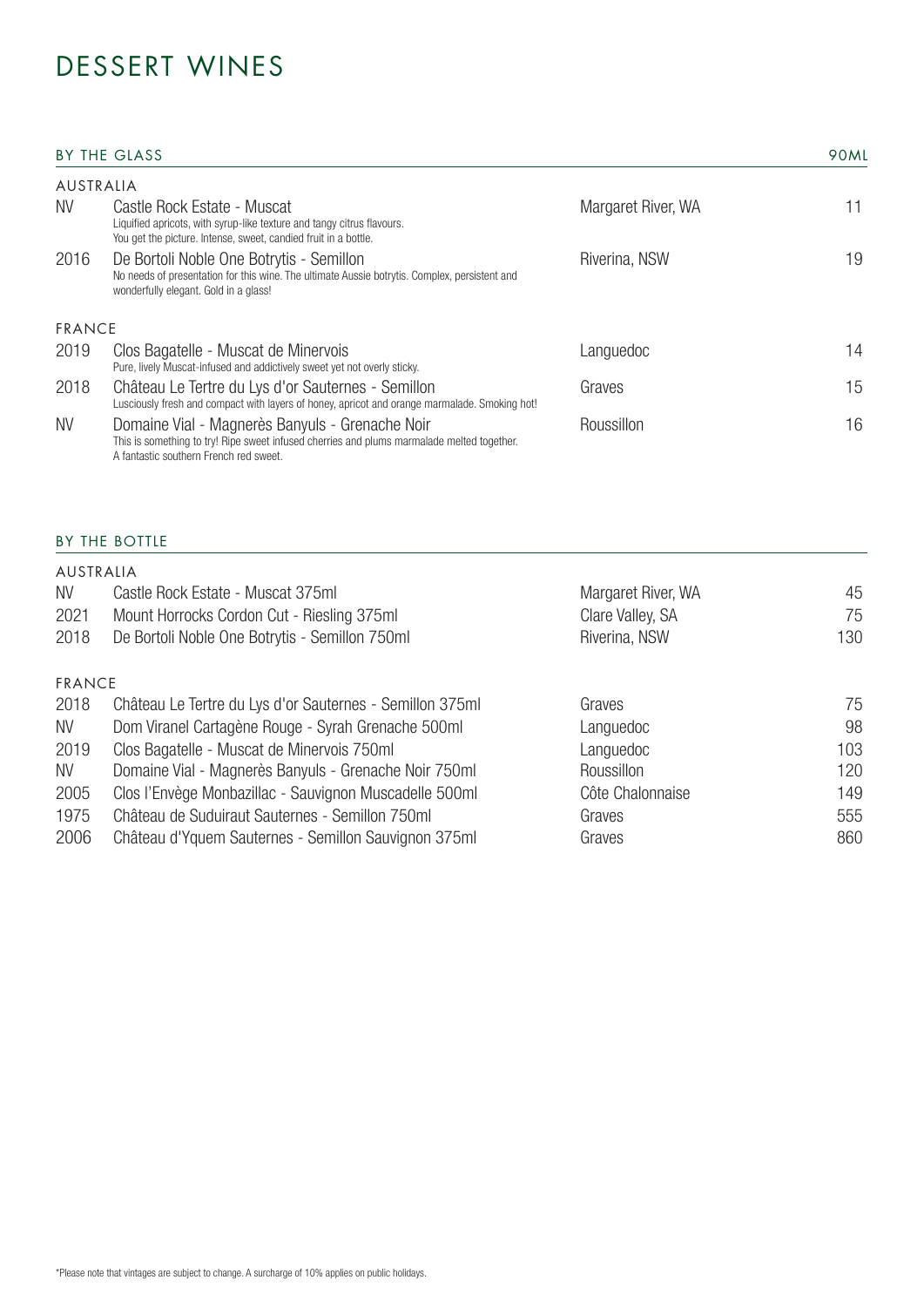# DESSERT WINES

## BY THE GLASS

| | | | 90ML |
|---|---|---|---|
| **AUSTRALIA** | | | |
| NV | Castle Rock Estate - Muscat<br>Liquified apricots, with syrup-like texture and tangy citrus flavours. You get the picture. Intense, sweet, candied fruit in a bottle. | Margaret River, WA | 11 |
| 2016 | De Bortoli Noble One Botrytis - Semillon<br>No needs of presentation for this wine. The ultimate Aussie botrytis. Complex, persistent and wonderfully elegant. Gold in a glass! | Riverina, NSW | 19 |
| **FRANCE** | | | |
| 2019 | Clos Bagatelle - Muscat de Minervois<br>Pure, lively Muscat-infused and addictively sweet yet not overly sticky. | Languedoc | 14 |
| 2018 | Château Le Tertre du Lys d'or Sauternes - Semillon<br>Lusciously fresh and compact with layers of honey, apricot and orange marmalade. Smoking hot! | Graves | 15 |
| NV | Domaine Vial - Magnerès Banyuls - Grenache Noir<br>This is something to try! Ripe sweet infused cherries and plums marmalade melted together. A fantastic southern French red sweet. | Roussillon | 16 |

## BY THE BOTTLE

| | | | |
|---|---|---|---|
| **AUSTRALIA** | | | |
| NV | Castle Rock Estate - Muscat 375ml | Margaret River, WA | 45 |
| 2021 | Mount Horrocks Cordon Cut - Riesling 375ml | Clare Valley, SA | 75 |
| 2018 | De Bortoli Noble One Botrytis - Semillon 750ml | Riverina, NSW | 130 |
| **FRANCE** | | | |
| 2018 | Château Le Tertre du Lys d'or Sauternes - Semillon 375ml | Graves | 75 |
| NV | Dom Viranel Cartagène Rouge - Syrah Grenache 500ml | Languedoc | 98 |
| 2019 | Clos Bagatelle - Muscat de Minervois 750ml | Languedoc | 103 |
| NV | Domaine Vial - Magnerès Banyuls - Grenache Noir 750ml | Roussillon | 120 |
| 2005 | Clos l'Envège Monbazillac - Sauvignon Muscadelle 500ml | Côte Chalonnaise | 149 |
| 1975 | Château de Suduiraut Sauternes - Semillon 750ml | Graves | 555 |
| 2006 | Château d'Yquem Sauternes - Semillon Sauvignon 375ml | Graves | 860 |

*Please note that vintages are subject to change. A surcharge of 10% applies on public holidays.